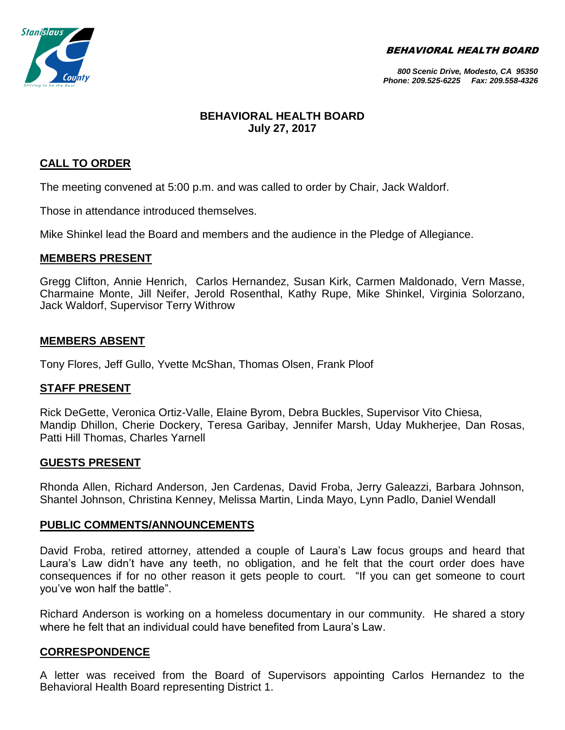BEHAVIORAL HEALTH BOARD

*800 Scenic Drive, Modesto, CA 95350*
*Phone: 209.525-6225 Fax: 209.558-4326*

# BEHAVIORAL HEALTH BOARD
## July 27, 2017

## CALL TO ORDER

The meeting convened at 5:00 p.m. and was called to order by Chair, Jack Waldorf.

Those in attendance introduced themselves.

Mike Shinkel lead the Board and members and the audience in the Pledge of Allegiance.

## MEMBERS PRESENT

Gregg Clifton, Annie Henrich, Carlos Hernandez, Susan Kirk, Carmen Maldonado, Vern Masse, Charmaine Monte, Jill Neifer, Jerold Rosenthal, Kathy Rupe, Mike Shinkel, Virginia Solorzano, Jack Waldorf, Supervisor Terry Withrow

## MEMBERS ABSENT

Tony Flores, Jeff Gullo, Yvette McShan, Thomas Olsen, Frank Ploof

## STAFF PRESENT

Rick DeGette, Veronica Ortiz-Valle, Elaine Byrom, Debra Buckles, Supervisor Vito Chiesa, Mandip Dhillon, Cherie Dockery, Teresa Garibay, Jennifer Marsh, Uday Mukherjee, Dan Rosas, Patti Hill Thomas, Charles Yarnell

## GUESTS PRESENT

Rhonda Allen, Richard Anderson, Jen Cardenas, David Froba, Jerry Galeazzi, Barbara Johnson, Shantel Johnson, Christina Kenney, Melissa Martin, Linda Mayo, Lynn Padlo, Daniel Wendall

## PUBLIC COMMENTS/ANNOUNCEMENTS

David Froba, retired attorney, attended a couple of Laura's Law focus groups and heard that Laura's Law didn't have any teeth, no obligation, and he felt that the court order does have consequences if for no other reason it gets people to court. "If you can get someone to court you've won half the battle".

Richard Anderson is working on a homeless documentary in our community. He shared a story where he felt that an individual could have benefited from Laura's Law.

## CORRESPONDENCE

A letter was received from the Board of Supervisors appointing Carlos Hernandez to the Behavioral Health Board representing District 1.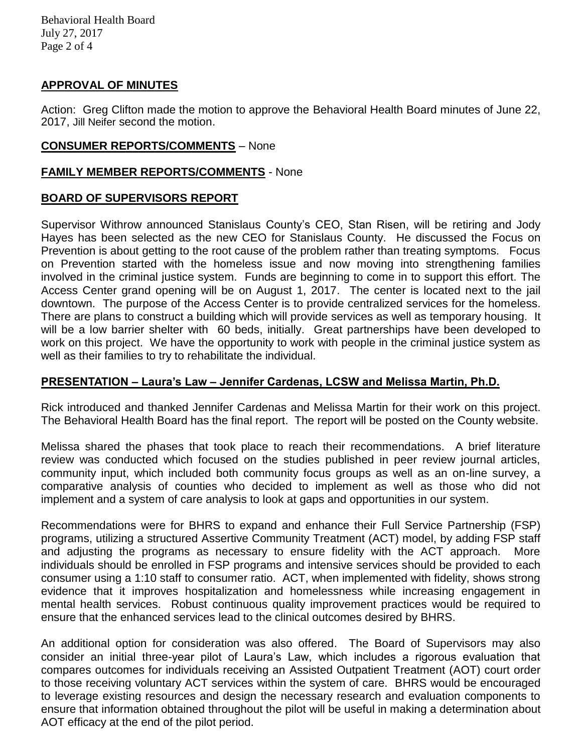**APPROVAL OF MINUTES**

Action: Greg Clifton made the motion to approve the Behavioral Health Board minutes of June 22, 2017, Jill Neifer second the motion.

**CONSUMER REPORTS/COMMENTS** – None

**FAMILY MEMBER REPORTS/COMMENTS** - None

**BOARD OF SUPERVISORS REPORT**

Supervisor Withrow announced Stanislaus County's CEO, Stan Risen, will be retiring and Jody Hayes has been selected as the new CEO for Stanislaus County. He discussed the Focus on Prevention is about getting to the root cause of the problem rather than treating symptoms. Focus on Prevention started with the homeless issue and now moving into strengthening families involved in the criminal justice system. Funds are beginning to come in to support this effort. The Access Center grand opening will be on August 1, 2017. The center is located next to the jail downtown. The purpose of the Access Center is to provide centralized services for the homeless. There are plans to construct a building which will provide services as well as temporary housing. It will be a low barrier shelter with 60 beds, initially. Great partnerships have been developed to work on this project. We have the opportunity to work with people in the criminal justice system as well as their families to try to rehabilitate the individual.

**PRESENTATION – Laura's Law – Jennifer Cardenas, LCSW and Melissa Martin, Ph.D.**

Rick introduced and thanked Jennifer Cardenas and Melissa Martin for their work on this project. The Behavioral Health Board has the final report. The report will be posted on the County website.

Melissa shared the phases that took place to reach their recommendations. A brief literature review was conducted which focused on the studies published in peer review journal articles, community input, which included both community focus groups as well as an on-line survey, a comparative analysis of counties who decided to implement as well as those who did not implement and a system of care analysis to look at gaps and opportunities in our system.

Recommendations were for BHRS to expand and enhance their Full Service Partnership (FSP) programs, utilizing a structured Assertive Community Treatment (ACT) model, by adding FSP staff and adjusting the programs as necessary to ensure fidelity with the ACT approach. More individuals should be enrolled in FSP programs and intensive services should be provided to each consumer using a 1:10 staff to consumer ratio. ACT, when implemented with fidelity, shows strong evidence that it improves hospitalization and homelessness while increasing engagement in mental health services. Robust continuous quality improvement practices would be required to ensure that the enhanced services lead to the clinical outcomes desired by BHRS.

An additional option for consideration was also offered. The Board of Supervisors may also consider an initial three-year pilot of Laura's Law, which includes a rigorous evaluation that compares outcomes for individuals receiving an Assisted Outpatient Treatment (AOT) court order to those receiving voluntary ACT services within the system of care. BHRS would be encouraged to leverage existing resources and design the necessary research and evaluation components to ensure that information obtained throughout the pilot will be useful in making a determination about AOT efficacy at the end of the pilot period.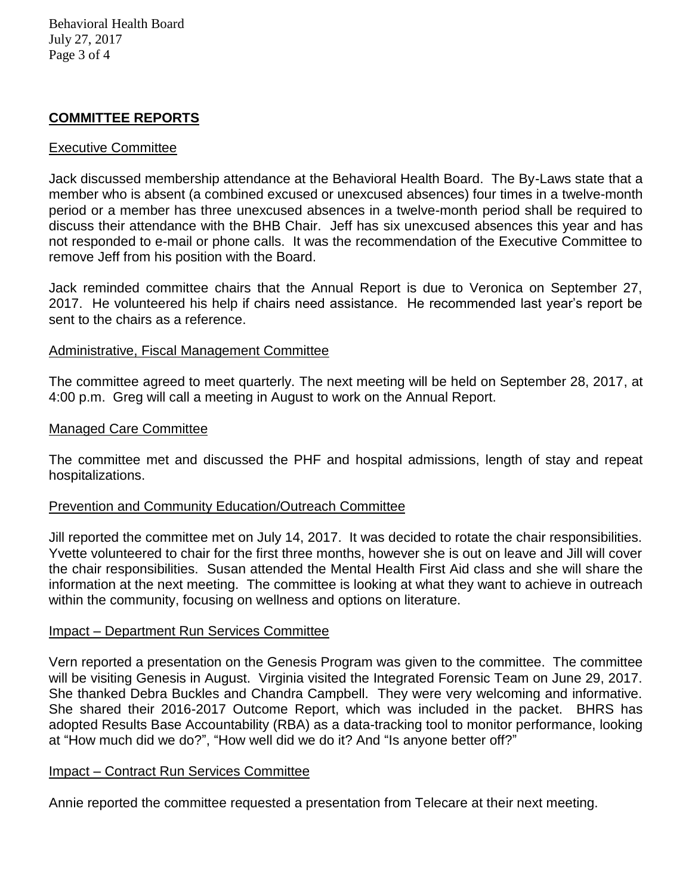## COMMITTEE REPORTS

### Executive Committee

Jack discussed membership attendance at the Behavioral Health Board. The By-Laws state that a member who is absent (a combined excused or unexcused absences) four times in a twelve-month period or a member has three unexcused absences in a twelve-month period shall be required to discuss their attendance with the BHB Chair. Jeff has six unexcused absences this year and has not responded to e-mail or phone calls. It was the recommendation of the Executive Committee to remove Jeff from his position with the Board.

Jack reminded committee chairs that the Annual Report is due to Veronica on September 27, 2017. He volunteered his help if chairs need assistance. He recommended last year's report be sent to the chairs as a reference.

### Administrative, Fiscal Management Committee

The committee agreed to meet quarterly. The next meeting will be held on September 28, 2017, at 4:00 p.m. Greg will call a meeting in August to work on the Annual Report.

### Managed Care Committee

The committee met and discussed the PHF and hospital admissions, length of stay and repeat hospitalizations.

### Prevention and Community Education/Outreach Committee

Jill reported the committee met on July 14, 2017. It was decided to rotate the chair responsibilities. Yvette volunteered to chair for the first three months, however she is out on leave and Jill will cover the chair responsibilities. Susan attended the Mental Health First Aid class and she will share the information at the next meeting. The committee is looking at what they want to achieve in outreach within the community, focusing on wellness and options on literature.

### Impact – Department Run Services Committee

Vern reported a presentation on the Genesis Program was given to the committee. The committee will be visiting Genesis in August. Virginia visited the Integrated Forensic Team on June 29, 2017. She thanked Debra Buckles and Chandra Campbell. They were very welcoming and informative. She shared their 2016-2017 Outcome Report, which was included in the packet. BHRS has adopted Results Base Accountability (RBA) as a data-tracking tool to monitor performance, looking at "How much did we do?", "How well did we do it? And "Is anyone better off?"

### Impact – Contract Run Services Committee

Annie reported the committee requested a presentation from Telecare at their next meeting.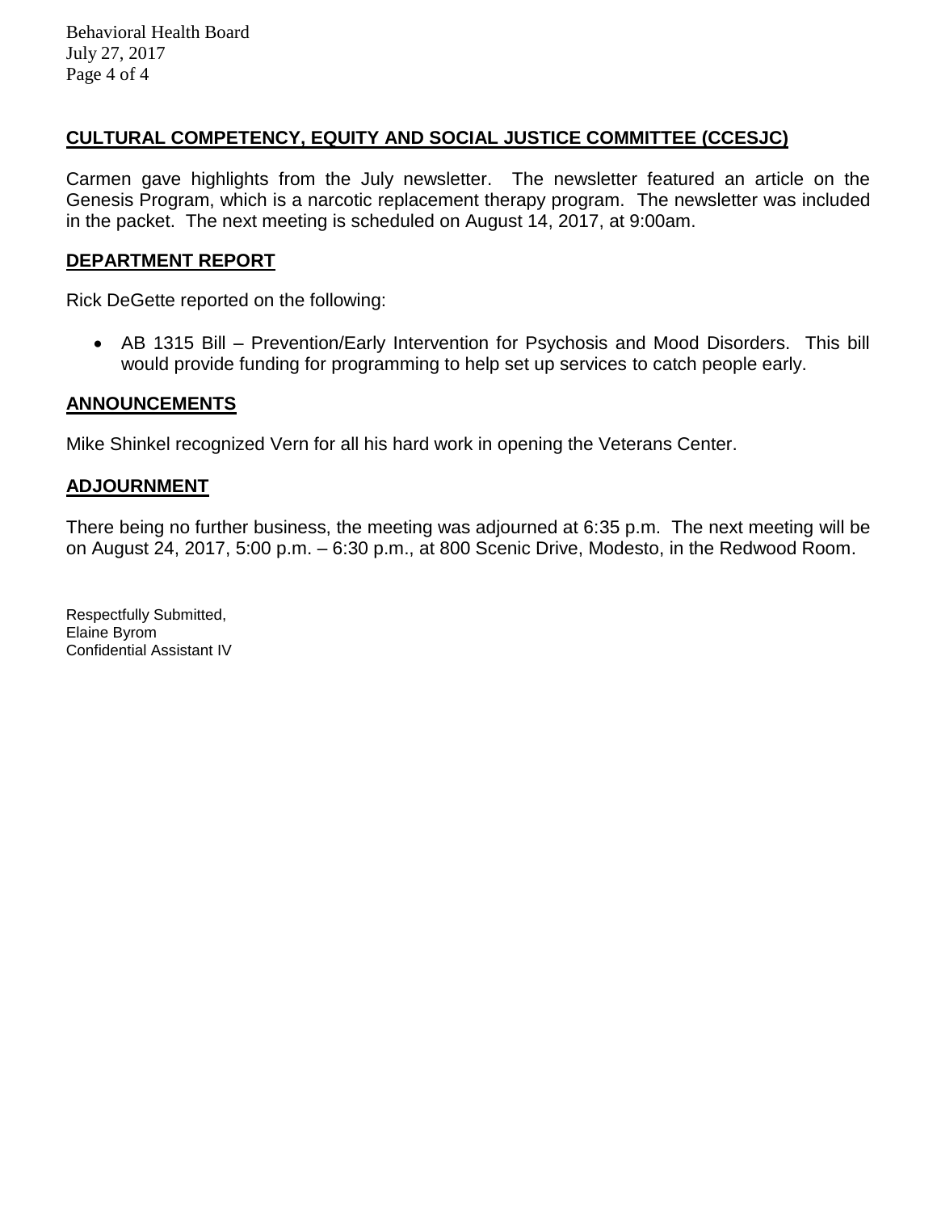## CULTURAL COMPETENCY, EQUITY AND SOCIAL JUSTICE COMMITTEE (CCESJC)

Carmen gave highlights from the July newsletter. The newsletter featured an article on the Genesis Program, which is a narcotic replacement therapy program. The newsletter was included in the packet. The next meeting is scheduled on August 14, 2017, at 9:00am.

## DEPARTMENT REPORT

Rick DeGette reported on the following:

- AB 1315 Bill – Prevention/Early Intervention for Psychosis and Mood Disorders. This bill would provide funding for programming to help set up services to catch people early.

## ANNOUNCEMENTS

Mike Shinkel recognized Vern for all his hard work in opening the Veterans Center.

## ADJOURNMENT

There being no further business, the meeting was adjourned at 6:35 p.m. The next meeting will be on August 24, 2017, 5:00 p.m. – 6:30 p.m., at 800 Scenic Drive, Modesto, in the Redwood Room.

Respectfully Submitted,
Elaine Byrom
Confidential Assistant IV